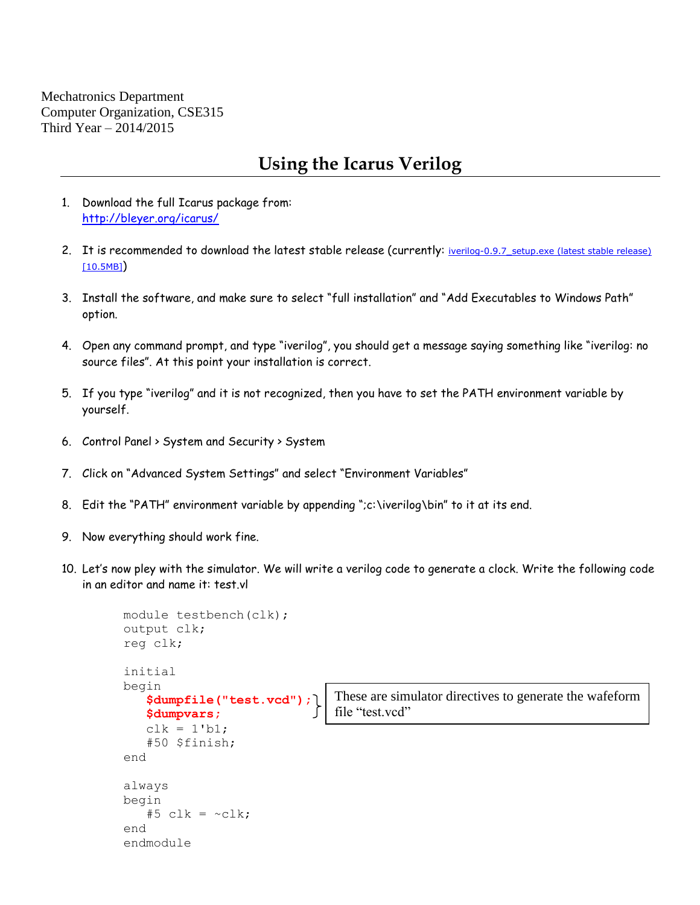Mechatronics Department
Computer Organization, CSE315
Third Year – 2014/2015

# Using the Icarus Verilog

1. Download the full Icarus package from:
   http://bleyer.org/icarus/

2. It is recommended to download the latest stable release (currently: iverilog-0.9.7_setup.exe (latest stable release) [10.5MB])

3. Install the software, and make sure to select "full installation" and "Add Executables to Windows Path" option.

4. Open any command prompt, and type "iverilog", you should get a message saying something like "iverilog: no source files". At this point your installation is correct.

5. If you type "iverilog" and it is not recognized, then you have to set the PATH environment variable by yourself.

6. Control Panel > System and Security > System

7. Click on "Advanced System Settings" and select "Environment Variables"

8. Edit the "PATH" environment variable by appending ";c:\iverilog\bin" to it at its end.

9. Now everything should work fine.

10. Let's now pley with the simulator. We will write a verilog code to generate a clock. Write the following code in an editor and name it: test.vl

```
module testbench(clk);
output clk;
reg clk;

initial
begin
   $dumpfile("test.vcd");
   $dumpvars;
   clk = 1'b1;
   #50 $finish;
end

always
begin
   #5 clk = ~clk;
end
endmodule
```

These are simulator directives to generate the wafeform file "test.vcd"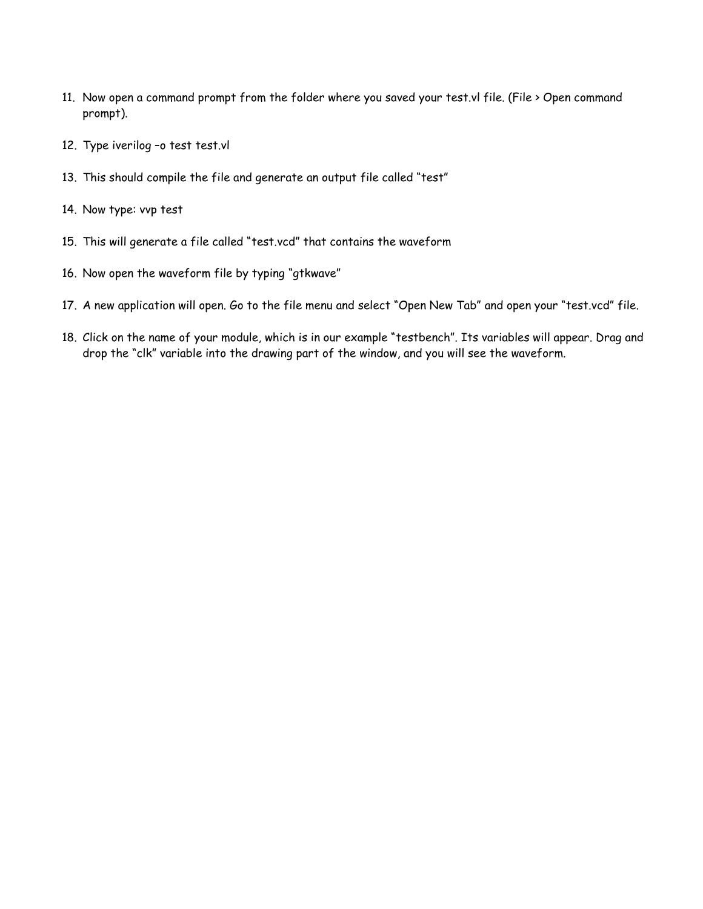11. Now open a command prompt from the folder where you saved your test.vl file. (File > Open command prompt).

12. Type iverilog –o test test.vl

13. This should compile the file and generate an output file called "test"

14. Now type: vvp test

15. This will generate a file called "test.vcd" that contains the waveform

16. Now open the waveform file by typing "gtkwave"

17. A new application will open. Go to the file menu and select "Open New Tab" and open your "test.vcd" file.

18. Click on the name of your module, which is in our example "testbench". Its variables will appear. Drag and drop the "clk" variable into the drawing part of the window, and you will see the waveform.